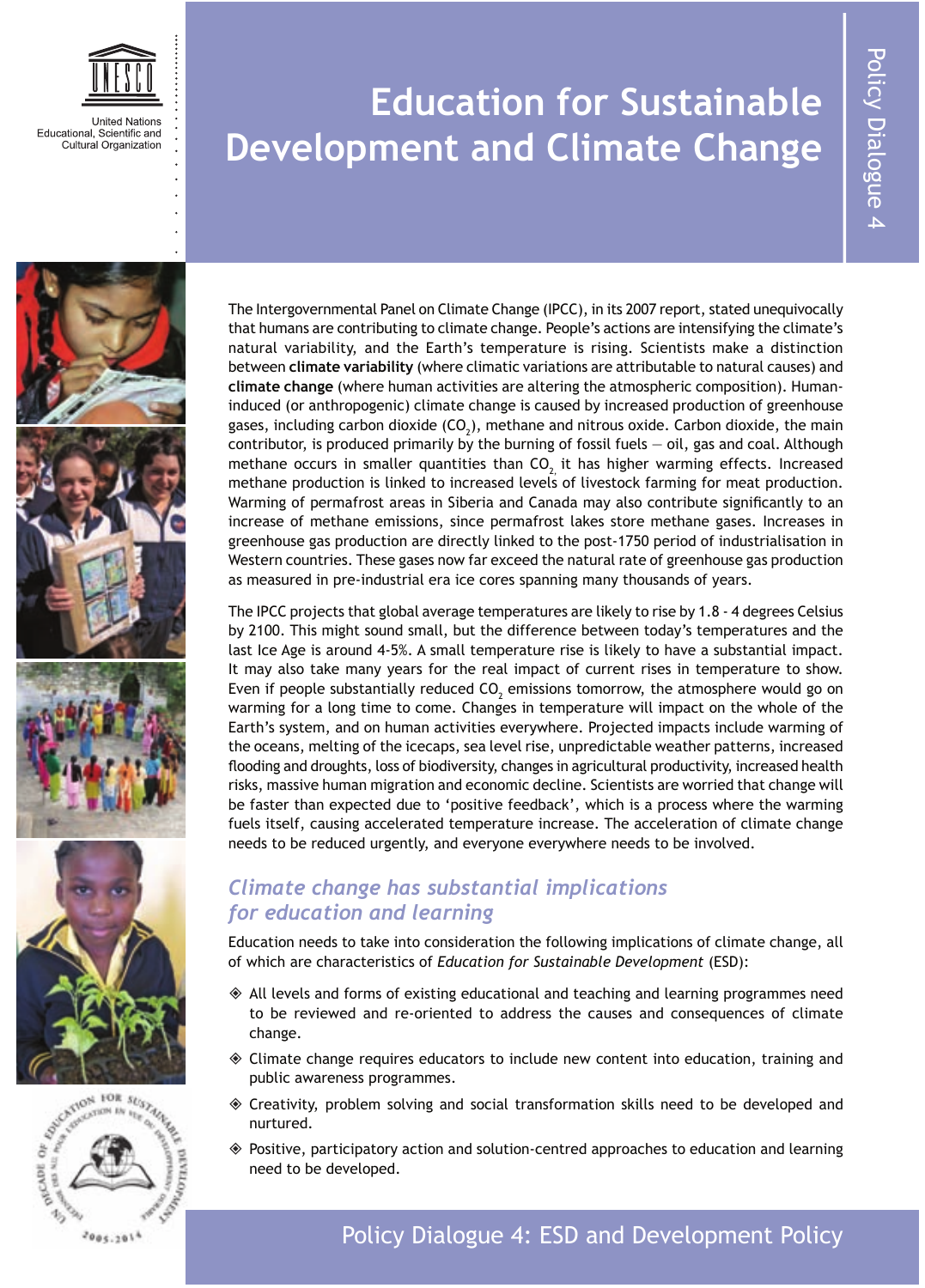United Nations Educational, Scientific and Cultural Organization

# Education for Sustainable Development and Climate Change

Policy Dialogue 4

The Intergovernmental Panel on Climate Change (IPCC), in its 2007 report, stated unequivocally that humans are contributing to climate change. People's actions are intensifying the climate's natural variability, and the Earth's temperature is rising. Scientists make a distinction between **climate variability** (where climatic variations are attributable to natural causes) and **climate change** (where human activities are altering the atmospheric composition). Human-induced (or anthropogenic) climate change is caused by increased production of greenhouse gases, including carbon dioxide ($CO_2$), methane and nitrous oxide. Carbon dioxide, the main contributor, is produced primarily by the burning of fossil fuels — oil, gas and coal. Although methane occurs in smaller quantities than $CO_2$, it has higher warming effects. Increased methane production is linked to increased levels of livestock farming for meat production. Warming of permafrost areas in Siberia and Canada may also contribute significantly to an increase of methane emissions, since permafrost lakes store methane gases. Increases in greenhouse gas production are directly linked to the post-1750 period of industrialisation in Western countries. These gases now far exceed the natural rate of greenhouse gas production as measured in pre-industrial era ice cores spanning many thousands of years.

The IPCC projects that global average temperatures are likely to rise by 1.8 - 4 degrees Celsius by 2100. This might sound small, but the difference between today's temperatures and the last Ice Age is around 4-5%. A small temperature rise is likely to have a substantial impact. It may also take many years for the real impact of current rises in temperature to show. Even if people substantially reduced $CO_2$ emissions tomorrow, the atmosphere would go on warming for a long time to come. Changes in temperature will impact on the whole of the Earth's system, and on human activities everywhere. Projected impacts include warming of the oceans, melting of the icecaps, sea level rise, unpredictable weather patterns, increased flooding and droughts, loss of biodiversity, changes in agricultural productivity, increased health risks, massive human migration and economic decline. Scientists are worried that change will be faster than expected due to 'positive feedback', which is a process where the warming fuels itself, causing accelerated temperature increase. The acceleration of climate change needs to be reduced urgently, and everyone everywhere needs to be involved.

## *Climate change has substantial implications for education and learning*

Education needs to take into consideration the following implications of climate change, all of which are characteristics of *Education for Sustainable Development* (ESD):

- All levels and forms of existing educational and teaching and learning programmes need to be reviewed and re-oriented to address the causes and consequences of climate change.
- Climate change requires educators to include new content into education, training and public awareness programmes.
- Creativity, problem solving and social transformation skills need to be developed and nurtured.
- Positive, participatory action and solution-centred approaches to education and learning need to be developed.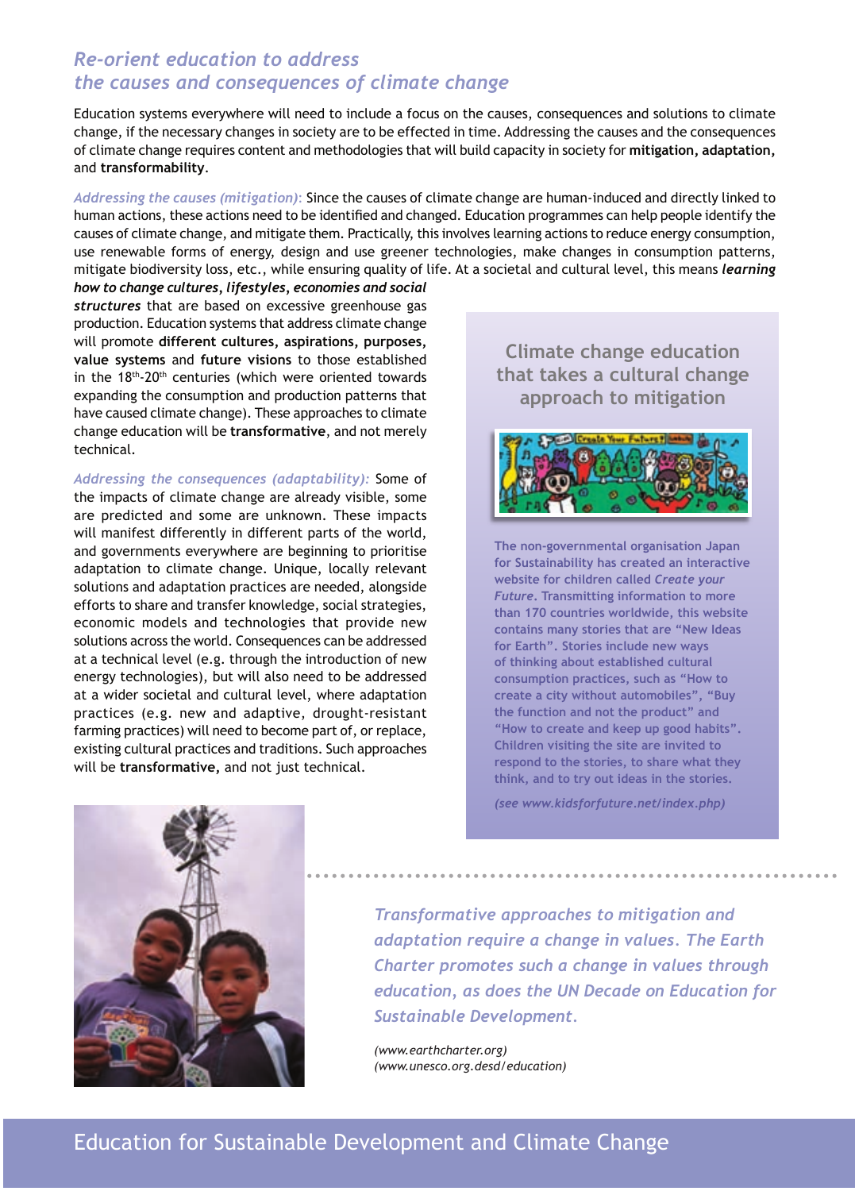## *Re-orient education to address the causes and consequences of climate change*

Education systems everywhere will need to include a focus on the causes, consequences and solutions to climate change, if the necessary changes in society are to be effected in time. Addressing the causes and the consequences of climate change requires content and methodologies that will build capacity in society for **mitigation, adaptation,** and **transformability**.

*Addressing the causes (mitigation):* Since the causes of climate change are human-induced and directly linked to human actions, these actions need to be identified and changed. Education programmes can help people identify the causes of climate change, and mitigate them. Practically, this involves learning actions to reduce energy consumption, use renewable forms of energy, design and use greener technologies, make changes in consumption patterns, mitigate biodiversity loss, etc., while ensuring quality of life. At a societal and cultural level, this means ***learning how to change cultures, lifestyles, economies and social structures*** that are based on excessive greenhouse gas production. Education systems that address climate change will promote **different cultures, aspirations, purposes, value systems** and **future visions** to those established in the 18th-20th centuries (which were oriented towards expanding the consumption and production patterns that have caused climate change). These approaches to climate change education will be **transformative**, and not merely technical.

*Addressing the consequences (adaptability):* Some of the impacts of climate change are already visible, some are predicted and some are unknown. These impacts will manifest differently in different parts of the world, and governments everywhere are beginning to prioritise adaptation to climate change. Unique, locally relevant solutions and adaptation practices are needed, alongside efforts to share and transfer knowledge, social strategies, economic models and technologies that provide new solutions across the world. Consequences can be addressed at a technical level (e.g. through the introduction of new energy technologies), but will also need to be addressed at a wider societal and cultural level, where adaptation practices (e.g. new and adaptive, drought-resistant farming practices) will need to become part of, or replace, existing cultural practices and traditions. Such approaches will be **transformative,** and not just technical.

### Climate change education that takes a cultural change approach to mitigation

The non-governmental organisation Japan for Sustainability has created an interactive website for children called *Create your Future*. Transmitting information to more than 170 countries worldwide, this website contains many stories that are "New Ideas for Earth". Stories include new ways of thinking about established cultural consumption practices, such as "How to create a city without automobiles", "Buy the function and not the product" and "How to create and keep up good habits". Children visiting the site are invited to respond to the stories, to share what they think, and to try out ideas in the stories.

*(see www.kidsforfuture.net/index.php)*

*Transformative approaches to mitigation and adaptation require a change in values. The Earth Charter promotes such a change in values through education, as does the UN Decade on Education for Sustainable Development.*

*(www.earthcharter.org)*
*(www.unesco.org.desd/education)*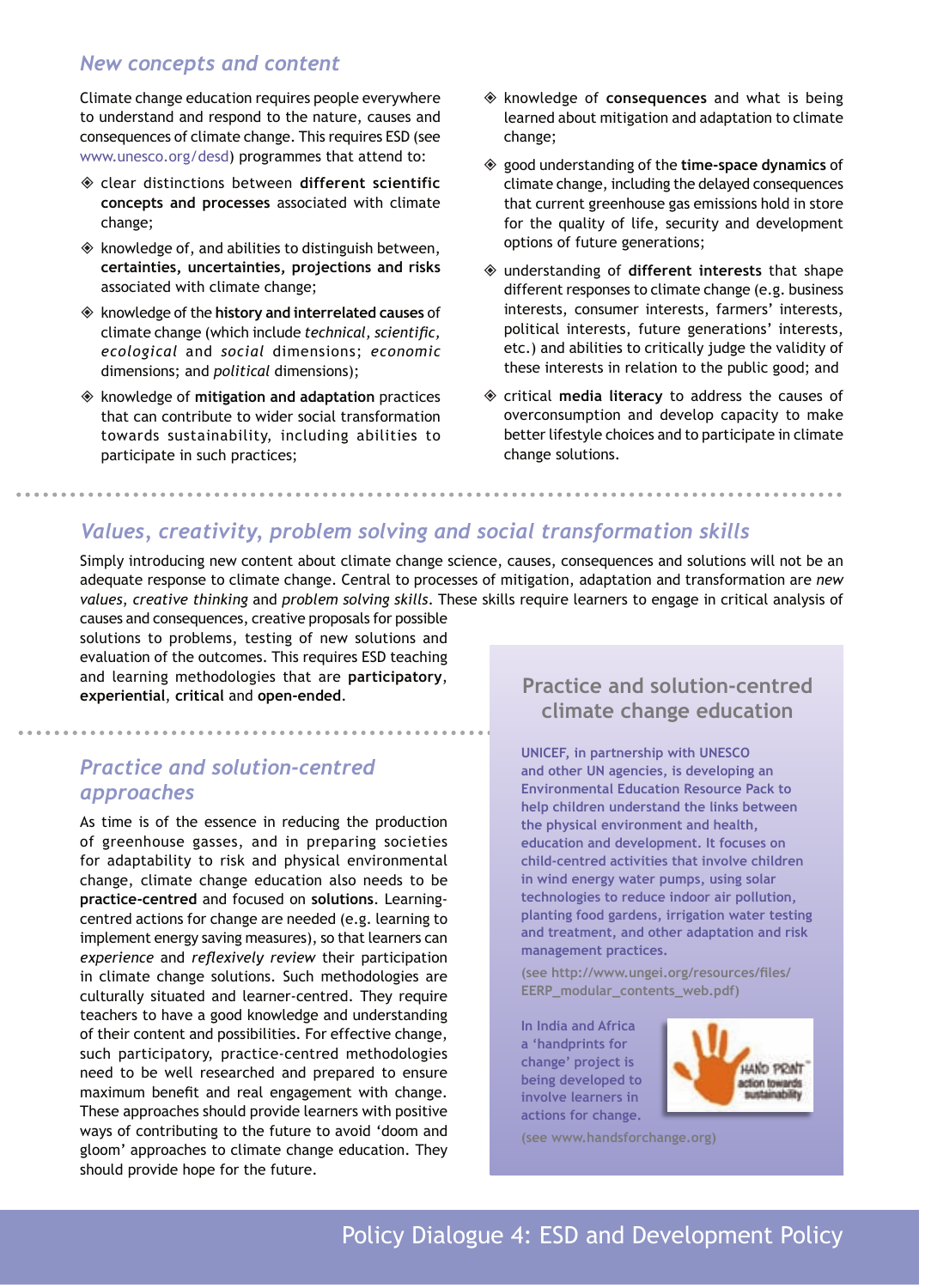## *New concepts and content*

Climate change education requires people everywhere to understand and respond to the nature, causes and consequences of climate change. This requires ESD (see www.unesco.org/desd) programmes that attend to:

- clear distinctions between **different scientific concepts and processes** associated with climate change;
- knowledge of, and abilities to distinguish between, **certainties, uncertainties, projections and risks** associated with climate change;
- knowledge of the **history and interrelated causes** of climate change (which include *technical, scientific, ecological* and *social* dimensions; *economic* dimensions; and *political* dimensions);
- knowledge of **mitigation and adaptation** practices that can contribute to wider social transformation towards sustainability, including abilities to participate in such practices;
- knowledge of **consequences** and what is being learned about mitigation and adaptation to climate change;
- good understanding of the **time-space dynamics** of climate change, including the delayed consequences that current greenhouse gas emissions hold in store for the quality of life, security and development options of future generations;
- understanding of **different interests** that shape different responses to climate change (e.g. business interests, consumer interests, farmers' interests, political interests, future generations' interests, etc.) and abilities to critically judge the validity of these interests in relation to the public good; and
- critical **media literacy** to address the causes of overconsumption and develop capacity to make better lifestyle choices and to participate in climate change solutions.

## *Values, creativity, problem solving and social transformation skills*

Simply introducing new content about climate change science, consequences and solutions will not be an adequate response to climate change. Central to processes of mitigation, adaptation and transformation are *new values*, *creative thinking* and *problem solving skills*. These skills require learners to engage in critical analysis of causes and consequences, creative proposals for possible solutions to problems, testing of new solutions and evaluation of the outcomes. This requires ESD teaching and learning methodologies that are **participatory**, **experiential**, **critical** and **open-ended**.

## *Practice and solution-centred approaches*

As time is of the essence in reducing the production of greenhouse gasses, and in preparing societies for adaptability to risk and physical environmental change, climate change education also needs to be **practice-centred** and focused on **solutions**. Learning-centred actions for change are needed (e.g. learning to implement energy saving measures), so that learners can *experience* and *reflexively review* their participation in climate change solutions. Such methodologies are culturally situated and learner-centred. They require teachers to have a good knowledge and understanding of their content and possibilities. For effective change, such participatory, practice-centred methodologies need to be well researched and prepared to ensure maximum benefit and real engagement with change. These approaches should provide learners with positive ways of contributing to the future to avoid 'doom and gloom' approaches to climate change education. They should provide hope for the future.

### Practice and solution-centred climate change education

UNICEF, in partnership with UNESCO and other UN agencies, is developing an Environmental Education Resource Pack to help children understand the links between the physical environment and health, education and development. It focuses on child-centred activities that involve children in wind energy water pumps, using solar technologies to reduce indoor air pollution, planting food gardens, irrigation water testing and treatment, and other adaptation and risk management practices.

(see http://www.ungei.org/resources/files/EERP_modular_contents_web.pdf)

In India and Africa a 'handprints for change' project is being developed to involve learners in actions for change.

HAND PRINT action towards sustainability

(see www.handsforchange.org)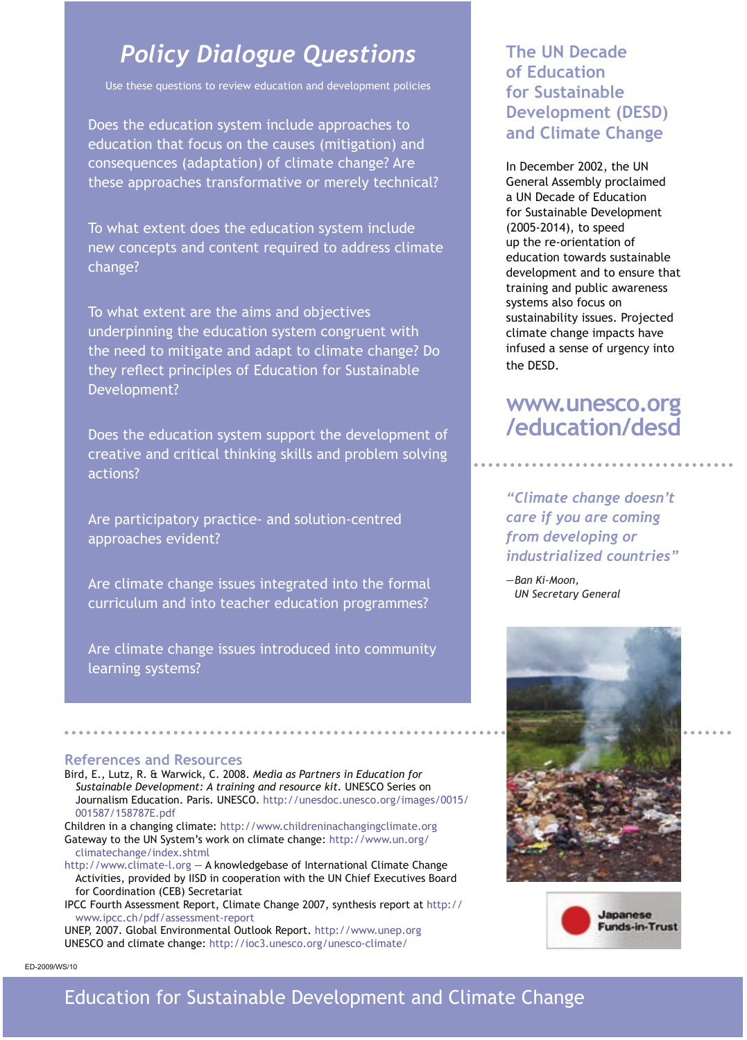## Policy Dialogue Questions

Use these questions to review education and development policies

Does the education system include approaches to education that focus on the causes (mitigation) and consequences (adaptation) of climate change? Are these approaches transformative or merely technical?

To what extent does the education system include new concepts and content required to address climate change?

To what extent are the aims and objectives underpinning the education system congruent with the need to mitigate and adapt to climate change? Do they reflect principles of Education for Sustainable Development?

Does the education system support the development of creative and critical thinking skills and problem solving actions?

Are participatory practice- and solution-centred approaches evident?

Are climate change issues integrated into the formal curriculum and into teacher education programmes?

Are climate change issues introduced into community learning systems?

## The UN Decade of Education for Sustainable Development (DESD) and Climate Change

In December 2002, the UN General Assembly proclaimed a UN Decade of Education for Sustainable Development (2005-2014), to speed up the re-orientation of education towards sustainable development and to ensure that training and public awareness systems also focus on sustainability issues. Projected climate change impacts have infused a sense of urgency into the DESD.

**www.unesco.org/education/desd**

*"Climate change doesn't care if you are coming from developing or industrialized countries"*

*—Ban Ki-Moon, UN Secretary General*

## References and Resources

Bird, E., Lutz, R. & Warwick, C. 2008. *Media as Partners in Education for Sustainable Development: A training and resource kit.* UNESCO Series on Journalism Education. Paris. UNESCO. http://unesdoc.unesco.org/images/0015/001587/158787E.pdf

Children in a changing climate: http://www.childreninachangingclimate.org

Gateway to the UN System's work on climate change: http://www.un.org/climatechange/index.shtml

http://www.climate-l.org — A knowledgebase of International Climate Change Activities, provided by IISD in cooperation with the UN Chief Executives Board for Coordination (CEB) Secretariat

IPCC Fourth Assessment Report, Climate Change 2007, synthesis report at http://www.ipcc.ch/pdf/assessment-report

UNEP, 2007. Global Environmental Outlook Report. http://www.unep.org

UNESCO and climate change: http://ioc3.unesco.org/unesco-climate/

Japanese Funds-in-Trust

ED-2009/WS/10